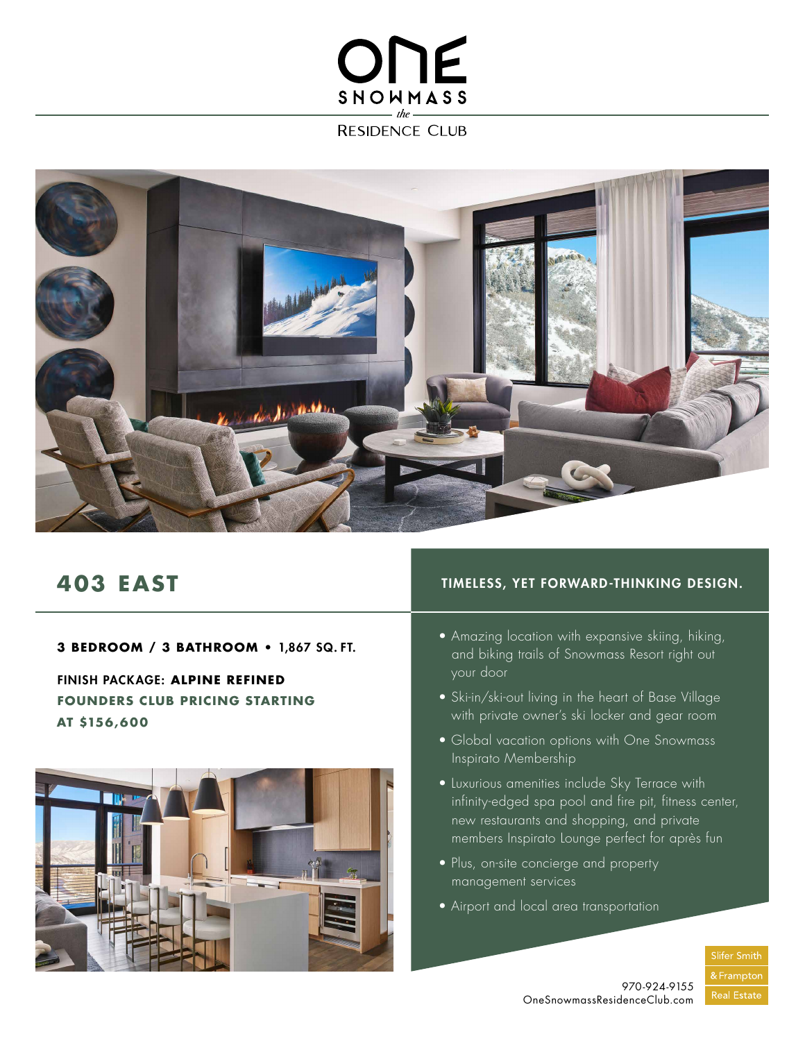# ONE SNOWMASS

*the*

RESIDENCE CLUB

## 403 EAST

**3 BEDROOM / 3 BATHROOM** • 1,867 SQ. FT.

FINISH PACKAGE: **ALPINE REFINED**

**FOUNDERS CLUB PRICING STARTING AT $156,600**

### TIMELESS, YET FORWARD-THINKING DESIGN.

- Amazing location with expansive skiing, hiking, and biking trails of Snowmass Resort right out your door
- Ski-in/ski-out living in the heart of Base Village with private owner's ski locker and gear room
- Global vacation options with One Snowmass Inspirato Membership
- Luxurious amenities include Sky Terrace with infinity-edged spa pool and fire pit, fitness center, new restaurants and shopping, and private members Inspirato Lounge perfect for après fun
- Plus, on-site concierge and property management services
- Airport and local area transportation

970-924-9155
OneSnowmassResidenceClub.com

Slifer Smith & Frampton Real Estate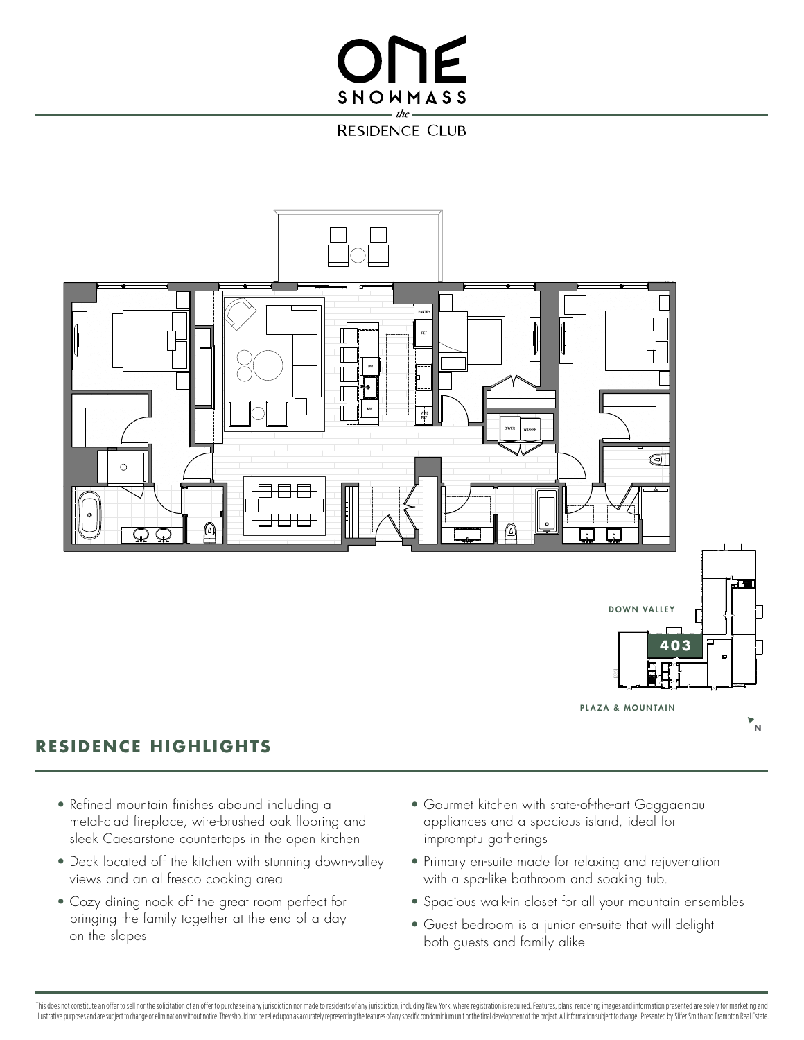# ONE SNOWMASS

*the*

RESIDENCE CLUB

DOWN VALLEY

403

PLAZA & MOUNTAIN

N

## RESIDENCE HIGHLIGHTS

- Refined mountain finishes abound including a metal-clad fireplace, wire-brushed oak flooring and sleek Caesarstone countertops in the open kitchen
- Deck located off the kitchen with stunning down-valley views and an al fresco cooking area
- Cozy dining nook off the great room perfect for bringing the family together at the end of a day on the slopes
- Gourmet kitchen with state-of-the-art Gaggaenau appliances and a spacious island, ideal for impromptu gatherings
- Primary en-suite made for relaxing and rejuvenation with a spa-like bathroom and soaking tub.
- Spacious walk-in closet for all your mountain ensembles
- Guest bedroom is a junior en-suite that will delight both guests and family alike

This does not constitute an offer to sell nor the solicitation of an offer to purchase in any jurisdiction nor made to residents of any jurisdiction, including New York, where registration is required. Features, plans, rendering images and information presented are solely for marketing and illustrative purposes and are subject to change or elimination without notice. They should not be relied upon as accurately representing the features of any specific condominium unit or the final development of the project. All information subject to change. Presented by Slifer Smith and Frampton Real Estate.